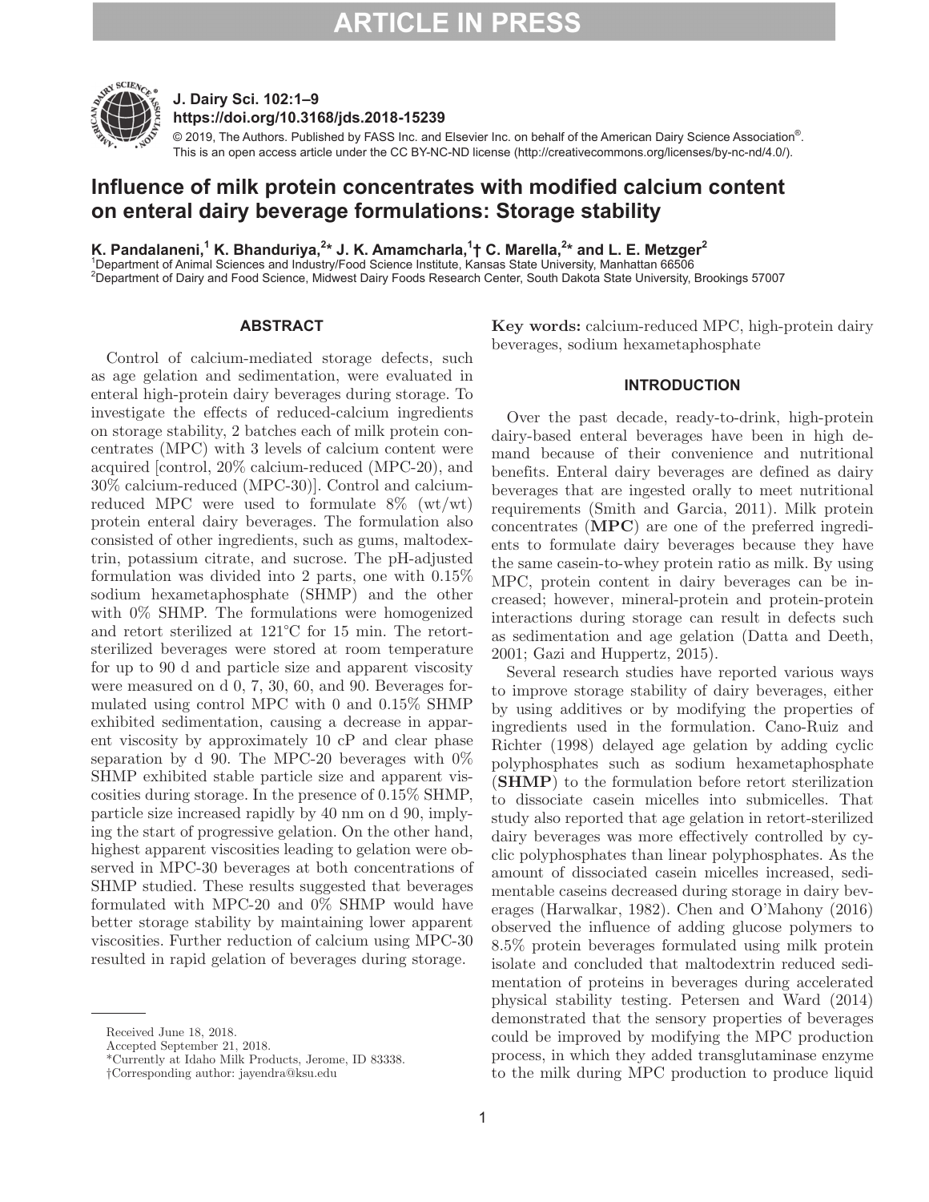# Influence of milk protein concentrates with modified calcium content on enteral dairy beverage formulations: Storage stability

**K. Pandalaneni,[1] K. Bhanduriya,[2]* J. K. Amamcharla,[1]† C. Marella,[2]* and L. E. Metzger[2]**

[1]Department of Animal Sciences and Industry/Food Science Institute, Kansas State University, Manhattan 66506
[2]Department of Dairy and Food Science, Midwest Dairy Foods Research Center, South Dakota State University, Brookings 57007

© 2019, The Authors. Published by FASS Inc. and Elsevier Inc. on behalf of the American Dairy Science Association®. This is an open access article under the CC BY-NC-ND license (http://creativecommons.org/licenses/by-nc-nd/4.0/).

## ABSTRACT

Control of calcium-mediated storage defects, such as age gelation and sedimentation, were evaluated in enteral high-protein dairy beverages during storage. To investigate the effects of reduced-calcium ingredients on storage stability, 2 batches each of milk protein concentrates (MPC) with 3 levels of calcium content were acquired [control, 20% calcium-reduced (MPC-20), and 30% calcium-reduced (MPC-30)]. Control and calcium-reduced MPC were used to formulate 8% (wt/wt) protein enteral dairy beverages. The formulation also consisted of other ingredients, such as gums, maltodextrin, potassium citrate, and sucrose. The pH-adjusted formulation was divided into 2 parts, one with 0.15% sodium hexametaphosphate (SHMP) and the other with 0% SHMP. The formulations were homogenized and retort sterilized at 121°C for 15 min. The retort-sterilized beverages were stored at room temperature for up to 90 d and particle size and apparent viscosity were measured on d 0, 7, 30, 60, and 90. Beverages formulated using control MPC with 0 and 0.15% SHMP exhibited sedimentation, causing a decrease in apparent viscosity by approximately 10 cP and clear phase separation by d 90. The MPC-20 beverages with 0% SHMP exhibited stable particle size and apparent viscosities during storage. In the presence of 0.15% SHMP, particle size increased rapidly by 40 nm on d 90, implying the start of progressive gelation. On the other hand, highest apparent viscosities leading to gelation were observed in MPC-30 beverages at both concentrations of SHMP studied. These results suggested that beverages formulated with MPC-20 and 0% SHMP would have better storage stability by maintaining lower apparent viscosities. Further reduction of calcium using MPC-30 resulted in rapid gelation of beverages during storage.

**Key words:** calcium-reduced MPC, high-protein dairy beverages, sodium hexametaphosphate

## INTRODUCTION

Over the past decade, ready-to-drink, high-protein dairy-based enteral beverages have been in high demand because of their convenience and nutritional benefits. Enteral dairy beverages are defined as dairy beverages that are ingested orally to meet nutritional requirements (Smith and Garcia, 2011). Milk protein concentrates (**MPC**) are one of the preferred ingredients to formulate dairy beverages because they have the same casein-to-whey protein ratio as milk. By using MPC, protein content in dairy beverages can be increased; however, mineral-protein and protein-protein interactions during storage can result in defects such as sedimentation and age gelation (Datta and Deeth, 2001; Gazi and Huppertz, 2015).

Several research studies have reported various ways to improve storage stability of dairy beverages, either by using additives or by modifying the properties of ingredients used in the formulation. Cano-Ruiz and Richter (1998) delayed age gelation by adding cyclic polyphosphates such as sodium hexametaphosphate (**SHMP**) to the formulation before retort sterilization to dissociate casein micelles into submicelles. That study also reported that age gelation in retort-sterilized dairy beverages was more effectively controlled by cyclic polyphosphates than linear polyphosphates. As the amount of dissociated casein micelles increased, sedimentable caseins decreased during storage in dairy beverages (Harwalkar, 1982). Chen and O'Mahony (2016) observed the influence of adding glucose polymers to 8.5% protein beverages formulated using milk protein isolate and concluded that maltodextrin reduced sedimentation of proteins in beverages during accelerated physical stability testing. Petersen and Ward (2014) demonstrated that the sensory properties of beverages could be improved by modifying the MPC production process, in which they added transglutaminase enzyme to the milk during MPC production to produce liquid

Received June 18, 2018.
Accepted September 21, 2018.
*Currently at Idaho Milk Products, Jerome, ID 83338.
†Corresponding author: jayendra@ksu.edu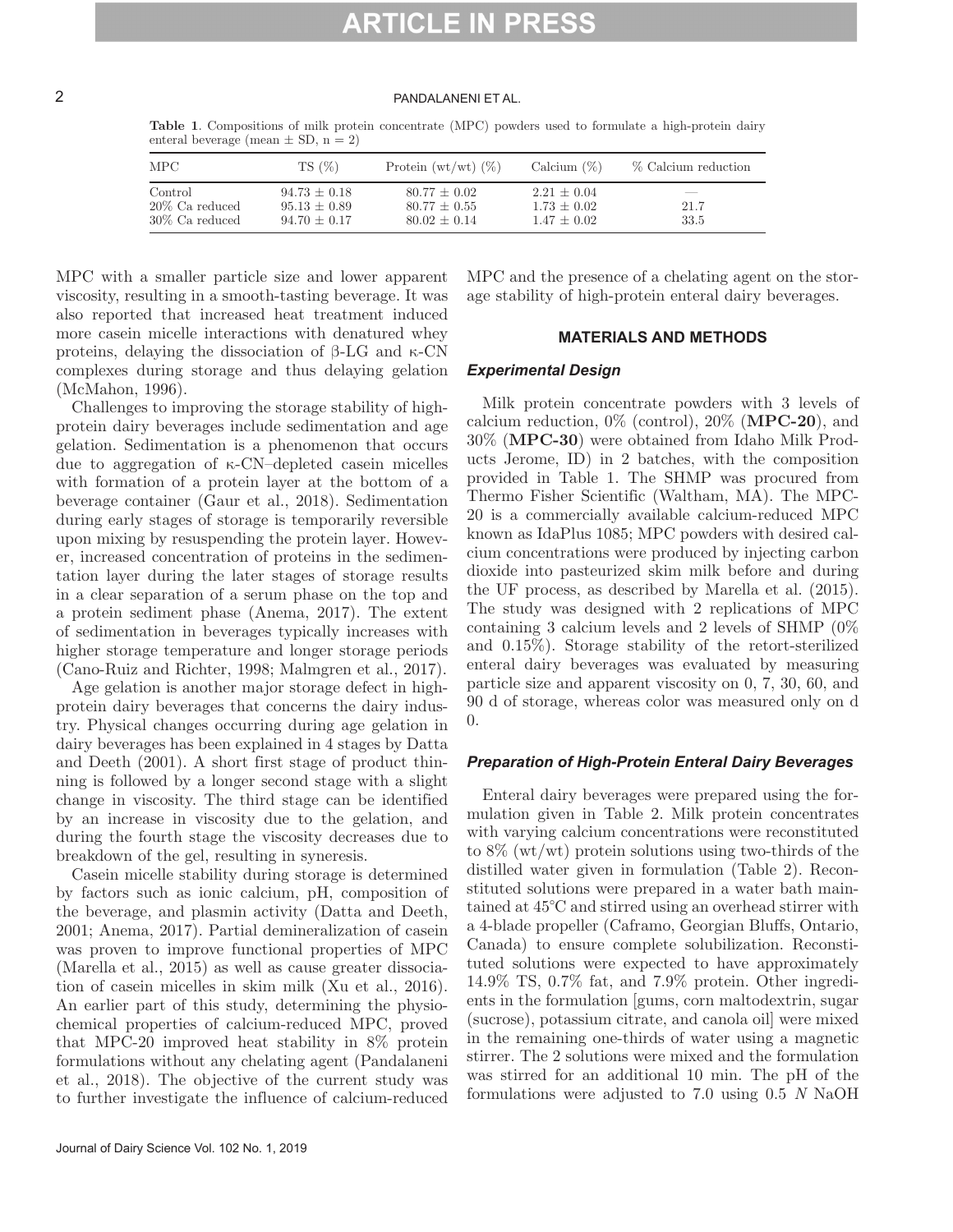**Table 1**. Compositions of milk protein concentrate (MPC) powders used to formulate a high-protein dairy enteral beverage (mean ± SD, n = 2)

| MPC | TS (%) | Protein (wt/wt) (%) | Calcium (%) | % Calcium reduction |
|---|---|---|---|---|
| Control | 94.73 ± 0.18 | 80.77 ± 0.02 | 2.21 ± 0.04 | — |
| 20% Ca reduced | 95.13 ± 0.89 | 80.77 ± 0.55 | 1.73 ± 0.02 | 21.7 |
| 30% Ca reduced | 94.70 ± 0.17 | 80.02 ± 0.14 | 1.47 ± 0.02 | 33.5 |

MPC with a smaller particle size and lower apparent viscosity, resulting in a smooth-tasting beverage. It was also reported that increased heat treatment induced more casein micelle interactions with denatured whey proteins, delaying the dissociation of β-LG and κ-CN complexes during storage and thus delaying gelation (McMahon, 1996).

Challenges to improving the storage stability of high-protein dairy beverages include sedimentation and age gelation. Sedimentation is a phenomenon that occurs due to aggregation of κ-CN–depleted casein micelles with formation of a protein layer at the bottom of a beverage container (Gaur et al., 2018). Sedimentation during early stages of storage is temporarily reversible upon mixing by resuspending the protein layer. However, increased concentration of proteins in the sedimentation layer during the later stages of storage results in a clear separation of a serum phase on the top and a protein sediment phase (Anema, 2017). The extent of sedimentation in beverages typically increases with higher storage temperature and longer storage periods (Cano-Ruiz and Richter, 1998; Malmgren et al., 2017).

Age gelation is another major storage defect in high-protein dairy beverages that concerns the dairy industry. Physical changes occurring during age gelation in dairy beverages has been explained in 4 stages by Datta and Deeth (2001). A short first stage of product thinning is followed by a longer second stage with a slight change in viscosity. The third stage can be identified by an increase in viscosity due to the gelation, and during the fourth stage the viscosity decreases due to breakdown of the gel, resulting in syneresis.

Casein micelle stability during storage is determined by factors such as ionic calcium, pH, composition of the beverage, and plasmin activity (Datta and Deeth, 2001; Anema, 2017). Partial demineralization of casein was proven to improve functional properties of MPC (Marella et al., 2015) as well as cause greater dissociation of casein micelles in skim milk (Xu et al., 2016). An earlier part of this study, determining the physiochemical properties of calcium-reduced MPC, proved that MPC-20 improved heat stability in 8% protein formulations without any chelating agent (Pandalaneni et al., 2018). The objective of the current study was to further investigate the influence of calcium-reduced MPC and the presence of a chelating agent on the storage stability of high-protein enteral dairy beverages.

## MATERIALS AND METHODS

### *Experimental Design*

Milk protein concentrate powders with 3 levels of calcium reduction, 0% (control), 20% (**MPC-20**), and 30% (**MPC-30**) were obtained from Idaho Milk Products Jerome, ID) in 2 batches, with the composition provided in Table 1. The SHMP was procured from Thermo Fisher Scientific (Waltham, MA). The MPC-20 is a commercially available calcium-reduced MPC known as IdaPlus 1085; MPC powders with desired calcium concentrations were produced by injecting carbon dioxide into pasteurized skim milk before and during the UF process, as described by Marella et al. (2015). The study was designed with 2 replications of MPC containing 3 calcium levels and 2 levels of SHMP (0% and 0.15%). Storage stability of the retort-sterilized enteral dairy beverages was evaluated by measuring particle size and apparent viscosity on 0, 7, 30, 60, and 90 d of storage, whereas color was measured only on d 0.

### *Preparation of High-Protein Enteral Dairy Beverages*

Enteral dairy beverages were prepared using the formulation given in Table 2. Milk protein concentrates with varying calcium concentrations were reconstituted to 8% (wt/wt) protein solutions using two-thirds of the distilled water given in formulation (Table 2). Reconstituted solutions were prepared in a water bath maintained at 45°C and stirred using an overhead stirrer with a 4-blade propeller (Caframo, Georgian Bluffs, Ontario, Canada) to ensure complete solubilization. Reconstituted solutions were expected to have approximately 14.9% TS, 0.7% fat, and 7.9% protein. Other ingredients in the formulation [gums, corn maltodextrin, sugar (sucrose), potassium citrate, and canola oil] were mixed in the remaining one-thirds of water using a magnetic stirrer. The 2 solutions were mixed and the formulation was stirred for an additional 10 min. The pH of the formulations were adjusted to 7.0 using 0.5 *N* NaOH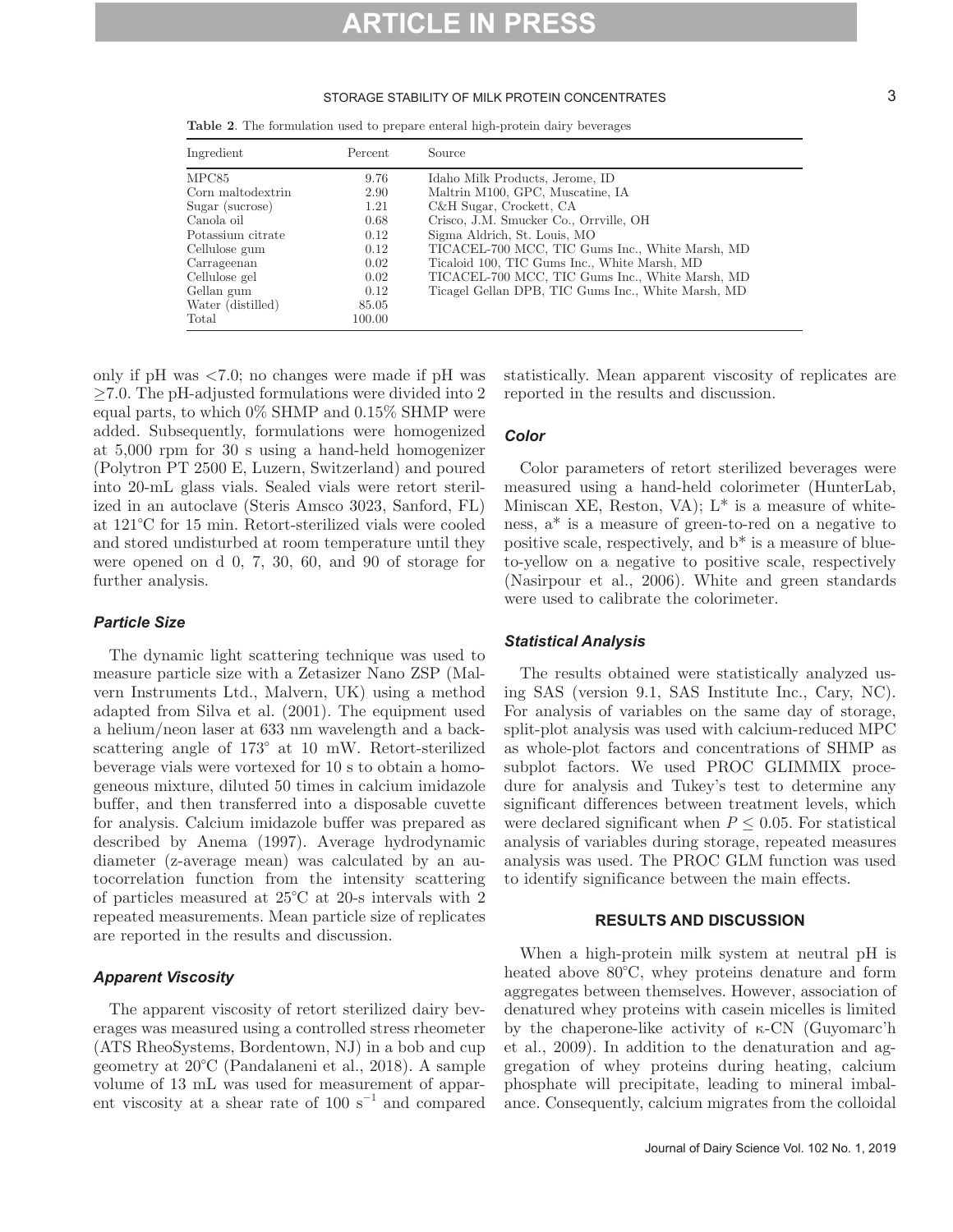**Table 2**. The formulation used to prepare enteral high-protein dairy beverages

| Ingredient | Percent | Source |
| --- | --- | --- |
| MPC85 | 9.76 | Idaho Milk Products, Jerome, ID |
| Corn maltodextrin | 2.90 | Maltrin M100, GPC, Muscatine, IA |
| Sugar (sucrose) | 1.21 | C&H Sugar, Crockett, CA |
| Canola oil | 0.68 | Crisco, J.M. Smucker Co., Orrville, OH |
| Potassium citrate | 0.12 | Sigma Aldrich, St. Louis, MO |
| Cellulose gum | 0.12 | TICACEL-700 MCC, TIC Gums Inc., White Marsh, MD |
| Carrageenan | 0.02 | Ticaloid 100, TIC Gums Inc., White Marsh, MD |
| Cellulose gel | 0.02 | TICACEL-700 MCC, TIC Gums Inc., White Marsh, MD |
| Gellan gum | 0.12 | Ticagel Gellan DPB, TIC Gums Inc., White Marsh, MD |
| Water (distilled) | 85.05 | |
| Total | 100.00 | |

only if pH was <7.0; no changes were made if pH was ≥7.0. The pH-adjusted formulations were divided into 2 equal parts, to which 0% SHMP and 0.15% SHMP were added. Subsequently, formulations were homogenized at 5,000 rpm for 30 s using a hand-held homogenizer (Polytron PT 2500 E, Luzern, Switzerland) and poured into 20-mL glass vials. Sealed vials were retort sterilized in an autoclave (Steris Amsco 3023, Sanford, FL) at 121°C for 15 min. Retort-sterilized vials were cooled and stored undisturbed at room temperature until they were opened on d 0, 7, 30, 60, and 90 of storage for further analysis.

### Particle Size

The dynamic light scattering technique was used to measure particle size with a Zetasizer Nano ZSP (Malvern Instruments Ltd., Malvern, UK) using a method adapted from Silva et al. (2001). The equipment used a helium/neon laser at 633 nm wavelength and a backscattering angle of 173° at 10 mW. Retort-sterilized beverage vials were vortexed for 10 s to obtain a homogeneous mixture, diluted 50 times in calcium imidazole buffer, and then transferred into a disposable cuvette for analysis. Calcium imidazole buffer was prepared as described by Anema (1997). Average hydrodynamic diameter (z-average mean) was calculated by an autocorrelation function from the intensity scattering of particles measured at 25°C at 20-s intervals with 2 repeated measurements. Mean particle size of replicates are reported in the results and discussion.

### Apparent Viscosity

The apparent viscosity of retort sterilized dairy beverages was measured using a controlled stress rheometer (ATS RheoSystems, Bordentown, NJ) in a bob and cup geometry at 20°C (Pandalaneni et al., 2018). A sample volume of 13 mL was used for measurement of apparent viscosity at a shear rate of 100 $s^{-1}$ and compared statistically. Mean apparent viscosity of replicates are reported in the results and discussion.

### Color

Color parameters of retort sterilized beverages were measured using a hand-held colorimeter (HunterLab, Miniscan XE, Reston, VA); $L^*$ is a measure of whiteness, $a^*$ is a measure of green-to-red on a negative to positive scale, respectively, and $b^*$ is a measure of blue-to-yellow on a negative to positive scale, respectively (Nasirpour et al., 2006). White and green standards were used to calibrate the colorimeter.

### Statistical Analysis

The results obtained were statistically analyzed using SAS (version 9.1, SAS Institute Inc., Cary, NC). For analysis of variables on the same day of storage, split-plot analysis was used with calcium-reduced MPC as whole-plot factors and concentrations of SHMP as subplot factors. We used PROC GLIMMIX procedure for analysis and Tukey's test to determine any significant differences between treatment levels, which were declared significant when $P \leq 0.05$. For statistical analysis of variables during storage, repeated measures analysis was used. The PROC GLM function was used to identify significance between the main effects.

## RESULTS AND DISCUSSION

When a high-protein milk system at neutral pH is heated above 80°C, whey proteins denature and form aggregates between themselves. However, association of denatured whey proteins with casein micelles is limited by the chaperone-like activity of κ-CN (Guyomarc'h et al., 2009). In addition to the denaturation and aggregation of whey proteins during heating, calcium phosphate will precipitate, leading to mineral imbalance. Consequently, calcium migrates from the colloidal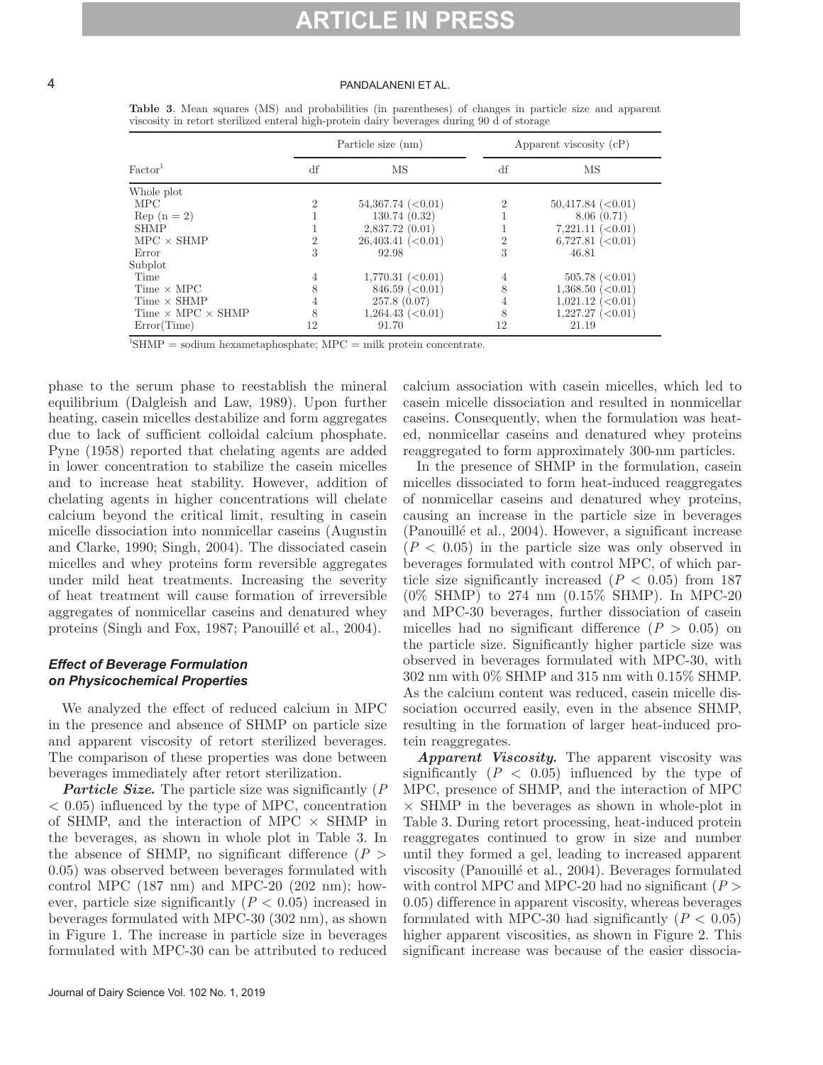**Table 3**. Mean squares (MS) and probabilities (in parentheses) of changes in particle size and apparent viscosity in retort sterilized enteral high-protein dairy beverages during 90 d of storage

| Factor[1] | Particle size (nm) | | Apparent viscosity (cP) | |
|---|---|---|---|---|
| | df | MS | df | MS |
| Whole plot | | | | |
| MPC | 2 | 54,367.74 (<0.01) | 2 | 50,417.84 (<0.01) |
| Rep (n = 2) | 1 | 130.74 (0.32) | 1 | 8.06 (0.71) |
| SHMP | 1 | 2,837.72 (0.01) | 1 | 7,221.11 (<0.01) |
| MPC × SHMP | 2 | 26,403.41 (<0.01) | 2 | 6,727.81 (<0.01) |
| Error | 3 | 92.98 | 3 | 46.81 |
| Subplot | | | | |
| Time | 4 | 1,770.31 (<0.01) | 4 | 505.78 (<0.01) |
| Time × MPC | 8 | 846.59 (<0.01) | 8 | 1,368.50 (<0.01) |
| Time × SHMP | 4 | 257.8 (0.07) | 4 | 1,021.12 (<0.01) |
| Time × MPC × SHMP | 8 | 1,264.43 (<0.01) | 8 | 1,227.27 (<0.01) |
| Error(Time) | 12 | 91.70 | 12 | 21.19 |

[1]SHMP = sodium hexametaphosphate; MPC = milk protein concentrate.

phase to the serum phase to reestablish the mineral equilibrium (Dalgleish and Law, 1989). Upon further heating, casein micelles destabilize and form aggregates due to lack of sufficient colloidal calcium phosphate. Pyne (1958) reported that chelating agents are added in lower concentration to stabilize the casein micelles and to increase heat stability. However, addition of chelating agents in higher concentrations will chelate calcium beyond the critical limit, resulting in casein micelle dissociation into nonmicellar caseins (Augustin and Clarke, 1990; Singh, 2004). The dissociated casein micelles and whey proteins form reversible aggregates under mild heat treatments. Increasing the severity of heat treatment will cause formation of irreversible aggregates of nonmicellar caseins and denatured whey proteins (Singh and Fox, 1987; Panouillé et al., 2004).

### *Effect of Beverage Formulation on Physicochemical Properties*

We analyzed the effect of reduced calcium in MPC in the presence and absence of SHMP on particle size and apparent viscosity of retort sterilized beverages. The comparison of these properties was done between beverages immediately after retort sterilization.

***Particle Size.*** The particle size was significantly ($P < 0.05$) influenced by the type of MPC, concentration of SHMP, and the interaction of MPC × SHMP in the beverages, as shown in whole plot in Table 3. In the absence of SHMP, no significant difference ($P > 0.05$) was observed between beverages formulated with control MPC (187 nm) and MPC-20 (202 nm); however, particle size significantly ($P < 0.05$) increased in beverages formulated with MPC-30 (302 nm), as shown in Figure 1. The increase in particle size in beverages formulated with MPC-30 can be attributed to reduced calcium association with casein micelles, which led to casein micelle dissociation and resulted in nonmicellar caseins. Consequently, when the formulation was heated, nonmicellar caseins and denatured whey proteins reaggregated to form approximately 300-nm particles.

In the presence of SHMP in the formulation, casein micelles dissociated to form heat-induced reaggregates of nonmicellar caseins and denatured whey proteins, causing an increase in the particle size in beverages (Panouillé et al., 2004). However, a significant increase ($P < 0.05$) in the particle size was only observed in beverages formulated with control MPC, of which particle size significantly increased ($P < 0.05$) from 187 (0% SHMP) to 274 nm (0.15% SHMP). In MPC-20 and MPC-30 beverages, further dissociation of casein micelles had no significant difference ($P > 0.05$) on the particle size. Significantly higher particle size was observed in beverages formulated with MPC-30, with 302 nm with 0% SHMP and 315 nm with 0.15% SHMP. As the calcium content was reduced, casein micelle dissociation occurred easily, even in the absence SHMP, resulting in the formation of larger heat-induced protein reaggregates.

***Apparent Viscosity.*** The apparent viscosity was significantly ($P < 0.05$) influenced by the type of MPC, presence of SHMP, and the interaction of MPC × SHMP in the beverages as shown in whole-plot in Table 3. During retort processing, heat-induced protein reaggregates continued to grow in size and number until they formed a gel, leading to increased apparent viscosity (Panouillé et al., 2004). Beverages formulated with control MPC and MPC-20 had no significant ($P > 0.05$) difference in apparent viscosity, whereas beverages formulated with MPC-30 had significantly ($P < 0.05$) higher apparent viscosities, as shown in Figure 2. This significant increase was because of the easier dissocia-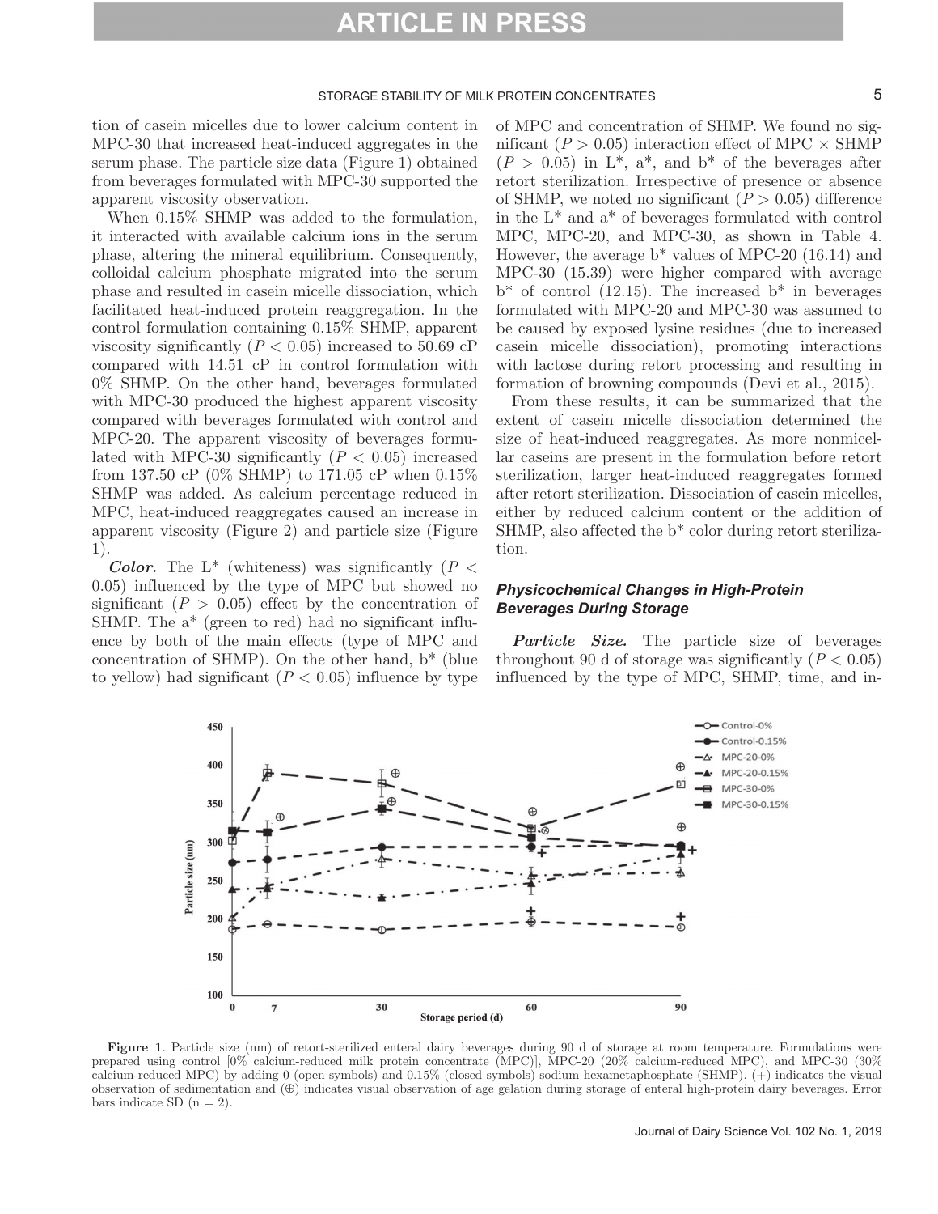tion of casein micelles due to lower calcium content in MPC-30 that increased heat-induced aggregates in the serum phase. The particle size data (Figure 1) obtained from beverages formulated with MPC-30 supported the apparent viscosity observation.

When 0.15% SHMP was added to the formulation, it interacted with available calcium ions in the serum phase, altering the mineral equilibrium. Consequently, colloidal calcium phosphate migrated into the serum phase and resulted in casein micelle dissociation, which facilitated heat-induced protein reaggregation. In the control formulation containing 0.15% SHMP, apparent viscosity significantly ($P < 0.05$) increased to 50.69 cP compared with 14.51 cP in control formulation with 0% SHMP. On the other hand, beverages formulated with MPC-30 produced the highest apparent viscosity compared with beverages formulated with control and MPC-20. The apparent viscosity of beverages formulated with MPC-30 significantly ($P < 0.05$) increased from 137.50 cP (0% SHMP) to 171.05 cP when 0.15% SHMP was added. As calcium percentage reduced in MPC, heat-induced reaggregates caused an increase in apparent viscosity (Figure 2) and particle size (Figure 1).

***Color.*** The L* (whiteness) was significantly ($P < 0.05$) influenced by the type of MPC but showed no significant ($P > 0.05$) effect by the concentration of SHMP. The a* (green to red) had no significant influence by both of the main effects (type of MPC and concentration of SHMP). On the other hand, b* (blue to yellow) had significant ($P < 0.05$) influence by type of MPC and concentration of SHMP. We found no significant ($P > 0.05$) interaction effect of MPC × SHMP ($P > 0.05$) in L*, a*, and b* of the beverages after retort sterilization. Irrespective of presence or absence of SHMP, we noted no significant ($P > 0.05$) difference in the L* and a* of beverages formulated with control MPC, MPC-20, and MPC-30, as shown in Table 4. However, the average b* values of MPC-20 (16.14) and MPC-30 (15.39) were higher compared with average b* of control (12.15). The increased b* in beverages formulated with MPC-20 and MPC-30 was assumed to be caused by exposed lysine residues (due to increased casein micelle dissociation), promoting interactions with lactose during retort processing and resulting in formation of browning compounds (Devi et al., 2015).

From these results, it can be summarized that the extent of casein micelle dissociation determined the size of heat-induced reaggregates. As more nonmicellar caseins are present in the formulation before retort sterilization, larger heat-induced reaggregates formed after retort sterilization. Dissociation of casein micelles, either by reduced calcium content or the addition of SHMP, also affected the b* color during retort sterilization.

### *Physicochemical Changes in High-Protein Beverages During Storage*

***Particle Size.*** The particle size of beverages throughout 90 d of storage was significantly ($P < 0.05$) influenced by the type of MPC, SHMP, time, and in-

**Figure 1**. Particle size (nm) of retort-sterilized enteral dairy beverages during 90 d of storage at room temperature. Formulations were prepared using control [0% calcium-reduced milk protein concentrate (MPC)], MPC-20 (20% calcium-reduced MPC), and MPC-30 (30% calcium-reduced MPC) by adding 0 (open symbols) and 0.15% (closed symbols) sodium hexametaphosphate (SHMP). (+) indicates the visual observation of sedimentation and (⊕) indicates visual observation of age gelation during storage of enteral high-protein dairy beverages. Error bars indicate SD (n = 2).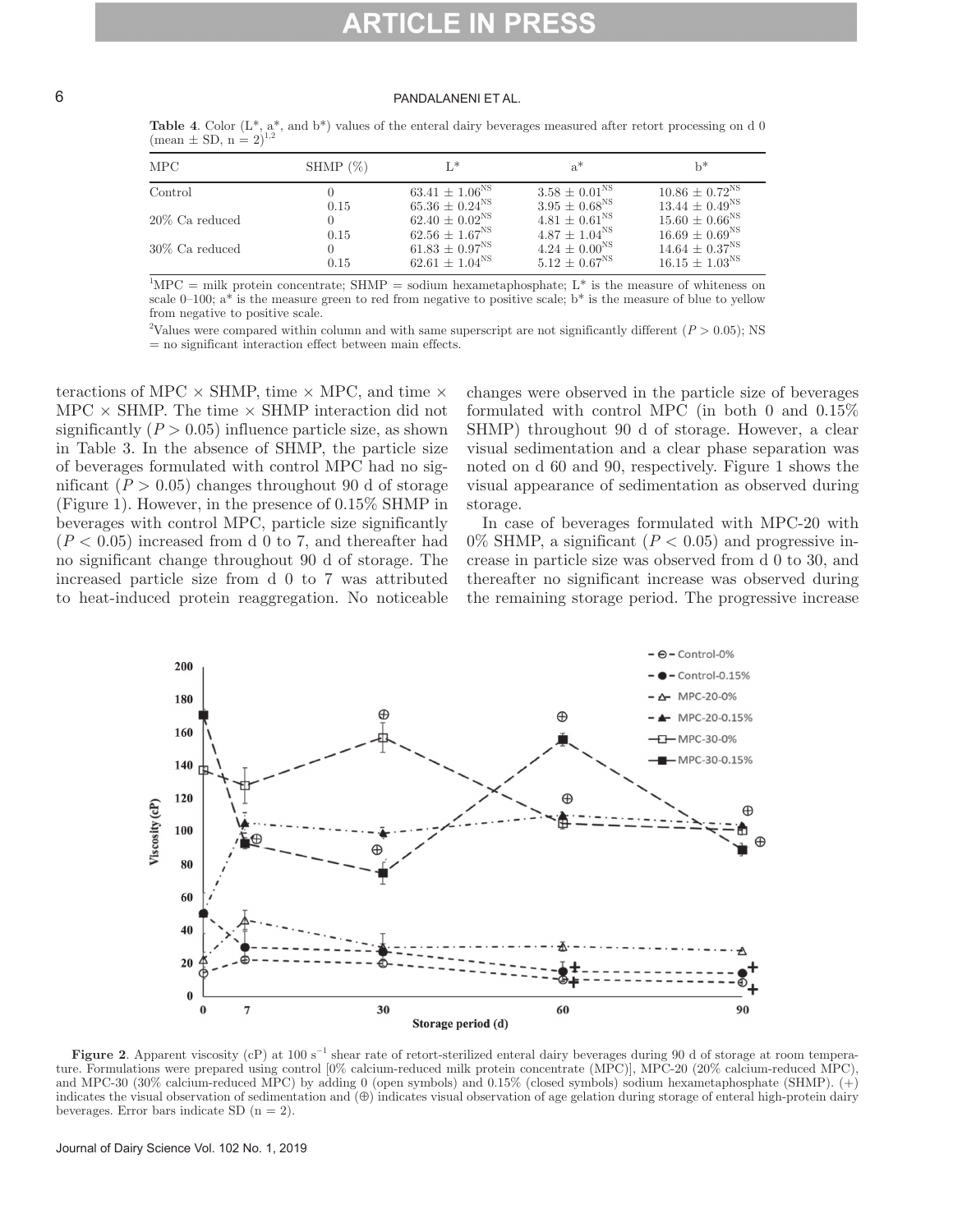**Table 4**. Color (L*, a*, and b*) values of the enteral dairy beverages measured after retort processing on d 0 (mean ± SD, n = 2)[1,2]

| MPC | SHMP (%) | L* | a* | b* |
|---|---|---|---|---|
| Control | 0 | 63.41 ± 1.06[NS] | 3.58 ± 0.01[NS] | 10.86 ± 0.72[NS] |
| | 0.15 | 65.36 ± 0.24[NS] | 3.95 ± 0.68[NS] | 13.44 ± 0.49[NS] |
| 20% Ca reduced | 0 | 62.40 ± 0.02[NS] | 4.81 ± 0.61[NS] | 15.60 ± 0.66[NS] |
| | 0.15 | 62.56 ± 1.67[NS] | 4.87 ± 1.04[NS] | 16.69 ± 0.69[NS] |
| 30% Ca reduced | 0 | 61.83 ± 0.97[NS] | 4.24 ± 0.00[NS] | 14.64 ± 0.37[NS] |
| | 0.15 | 62.61 ± 1.04[NS] | 5.12 ± 0.67[NS] | 16.15 ± 1.03[NS] |

[1]MPC = milk protein concentrate; SHMP = sodium hexametaphosphate; L* is the measure of whiteness on scale 0–100; a* is the measure green to red from negative to positive scale; b* is the measure of blue to yellow from negative to positive scale.

[2]Values were compared within column and with same superscript are not significantly different ($P > 0.05$); NS = no significant interaction effect between main effects.

teractions of MPC × SHMP, time × MPC, and time × MPC × SHMP. The time × SHMP interaction did not significantly ($P > 0.05$) influence particle size, as shown in Table 3. In the absence of SHMP, the particle size of beverages formulated with control MPC had no significant ($P > 0.05$) changes throughout 90 d of storage (Figure 1). However, in the presence of 0.15% SHMP in beverages with control MPC, particle size significantly ($P < 0.05$) increased from d 0 to 7, and thereafter had no significant change throughout 90 d of storage. The increased particle size from d 0 to 7 was attributed to heat-induced protein reaggregation. No noticeable changes were observed in the particle size of beverages formulated with control MPC (in both 0 and 0.15% SHMP) throughout 90 d of storage. However, a clear visual sedimentation and a clear phase separation was noted on d 60 and 90, respectively. Figure 1 shows the visual appearance of sedimentation as observed during storage.

In case of beverages formulated with MPC-20 with 0% SHMP, a significant ($P < 0.05$) and progressive increase in particle size was observed from d 0 to 30, and thereafter no significant increase was observed during the remaining storage period. The progressive increase

**Figure 2**. Apparent viscosity (cP) at 100 $s^{-1}$ shear rate of retort-sterilized enteral dairy beverages during 90 d of storage at room temperature. Formulations were prepared using control [0% calcium-reduced milk protein concentrate (MPC)], MPC-20 (20% calcium-reduced MPC), and MPC-30 (30% calcium-reduced MPC) by adding 0 (open symbols) and 0.15% (closed symbols) sodium hexametaphosphate (SHMP). (+) indicates the visual observation of sedimentation and (⊕) indicates visual observation of age gelation during storage of enteral high-protein dairy beverages. Error bars indicate SD (n = 2).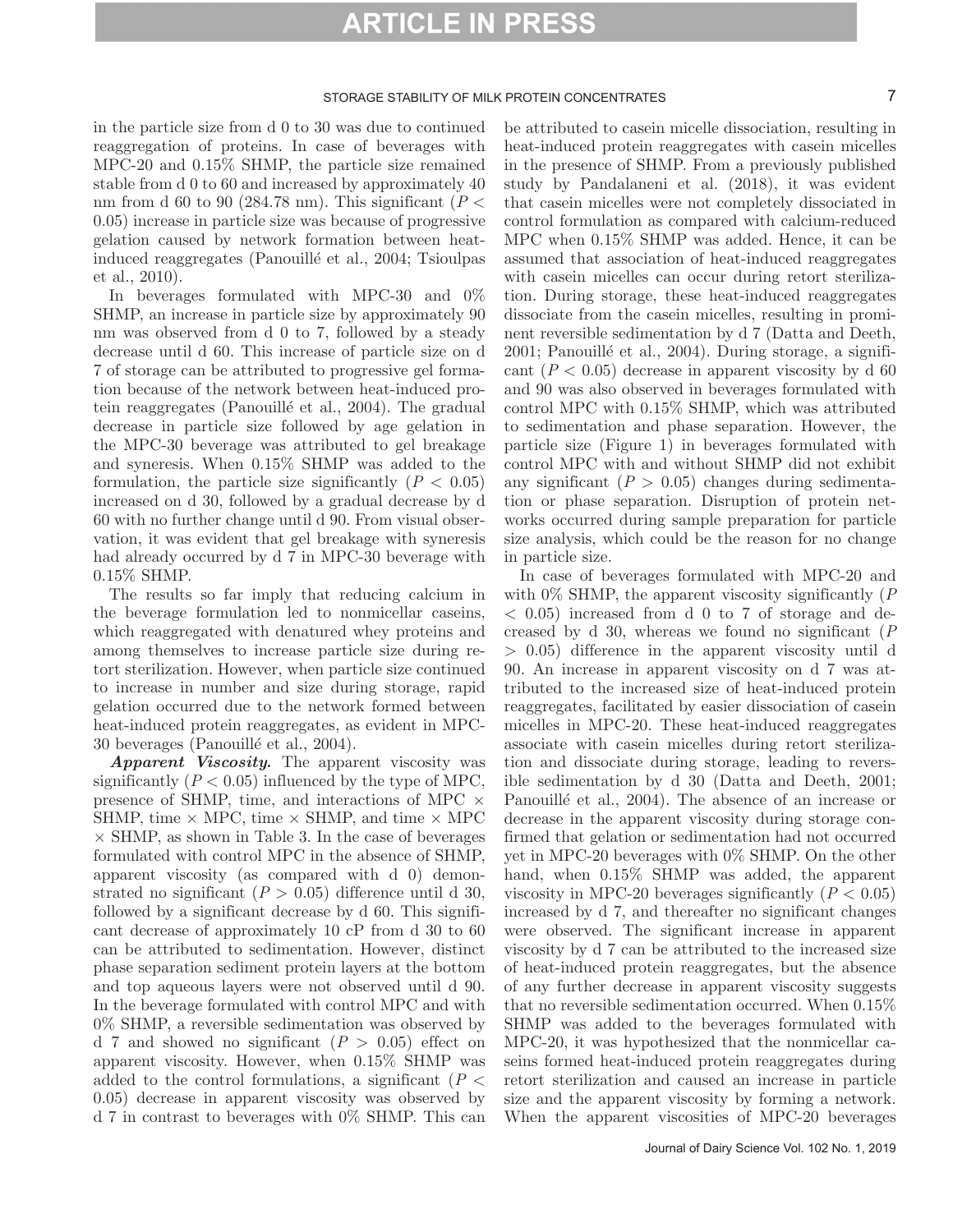in the particle size from d 0 to 30 was due to continued reaggregation of proteins. In case of beverages with MPC-20 and 0.15% SHMP, the particle size remained stable from d 0 to 60 and increased by approximately 40 nm from d 60 to 90 (284.78 nm). This significant ($P < 0.05$) increase in particle size was because of progressive gelation caused by network formation between heat-induced reaggregates (Panouillé et al., 2004; Tsioulpas et al., 2010).

In beverages formulated with MPC-30 and 0% SHMP, an increase in particle size by approximately 90 nm was observed from d 0 to 7, followed by a steady decrease until d 60. This increase of particle size on d 7 of storage can be attributed to progressive gel formation because of the network between heat-induced protein reaggregates (Panouillé et al., 2004). The gradual decrease in particle size followed by age gelation in the MPC-30 beverage was attributed to gel breakage and syneresis. When 0.15% SHMP was added to the formulation, the particle size significantly ($P < 0.05$) increased on d 30, followed by a gradual decrease by d 60 with no further change until d 90. From visual observation, it was evident that gel breakage with syneresis had already occurred by d 7 in MPC-30 beverage with 0.15% SHMP.

The results so far imply that reducing calcium in the beverage formulation led to nonmicellar caseins, which reaggregated with denatured whey proteins and among themselves to increase particle size during retort sterilization. However, when particle size continued to increase in number and size during storage, rapid gelation occurred due to the network formed between heat-induced protein reaggregates, as evident in MPC-30 beverages (Panouillé et al., 2004).

***Apparent Viscosity.*** The apparent viscosity was significantly ($P < 0.05$) influenced by the type of MPC, presence of SHMP, time, and interactions of MPC × SHMP, time × MPC, time × SHMP, and time × MPC × SHMP, as shown in Table 3. In the case of beverages formulated with control MPC in the absence of SHMP, apparent viscosity (as compared with d 0) demonstrated no significant ($P > 0.05$) difference until d 30, followed by a significant decrease by d 60. This significant decrease of approximately 10 cP from d 30 to 60 can be attributed to sedimentation. However, distinct phase separation sediment protein layers at the bottom and top aqueous layers were not observed until d 90. In the beverage formulated with control MPC and with 0% SHMP, a reversible sedimentation was observed by d 7 and showed no significant ($P > 0.05$) effect on apparent viscosity. However, when 0.15% SHMP was added to the control formulations, a significant ($P < 0.05$) decrease in apparent viscosity was observed by d 7 in contrast to beverages with 0% SHMP. This can be attributed to casein micelle dissociation, resulting in heat-induced protein reaggregates with casein micelles in the presence of SHMP. From a previously published study by Pandalaneni et al. (2018), it was evident that casein micelles were not completely dissociated in control formulation as compared with calcium-reduced MPC when 0.15% SHMP was added. Hence, it can be assumed that association of heat-induced reaggregates with casein micelles can occur during retort sterilization. During storage, these heat-induced reaggregates dissociate from the casein micelles, resulting in prominent reversible sedimentation by d 7 (Datta and Deeth, 2001; Panouillé et al., 2004). During storage, a significant ($P < 0.05$) decrease in apparent viscosity by d 60 and 90 was also observed in beverages formulated with control MPC with 0.15% SHMP, which was attributed to sedimentation and phase separation. However, the particle size (Figure 1) in beverages formulated with control MPC with and without SHMP did not exhibit any significant ($P > 0.05$) changes during sedimentation or phase separation. Disruption of protein networks occurred during sample preparation for particle size analysis, which could be the reason for no change in particle size.

In case of beverages formulated with MPC-20 and with 0% SHMP, the apparent viscosity significantly ($P < 0.05$) increased from d 0 to 7 of storage and decreased by d 30, whereas we found no significant ($P > 0.05$) difference in the apparent viscosity until d 90. An increase in apparent viscosity on d 7 was attributed to the increased size of heat-induced protein reaggregates, facilitated by easier dissociation of casein micelles in MPC-20. These heat-induced reaggregates associate with casein micelles during retort sterilization and dissociate during storage, leading to reversible sedimentation by d 30 (Datta and Deeth, 2001; Panouillé et al., 2004). The absence of an increase or decrease in the apparent viscosity during storage confirmed that gelation or sedimentation had not occurred yet in MPC-20 beverages with 0% SHMP. On the other hand, when 0.15% SHMP was added, the apparent viscosity in MPC-20 beverages significantly ($P < 0.05$) increased by d 7, and thereafter no significant changes were observed. The significant increase in apparent viscosity by d 7 can be attributed to the increased size of heat-induced protein reaggregates, but the absence of any further decrease in apparent viscosity suggests that no reversible sedimentation occurred. When 0.15% SHMP was added to the beverages formulated with MPC-20, it was hypothesized that the nonmicellar caseins formed heat-induced protein reaggregates during retort sterilization and caused an increase in particle size and the apparent viscosity by forming a network. When the apparent viscosities of MPC-20 beverages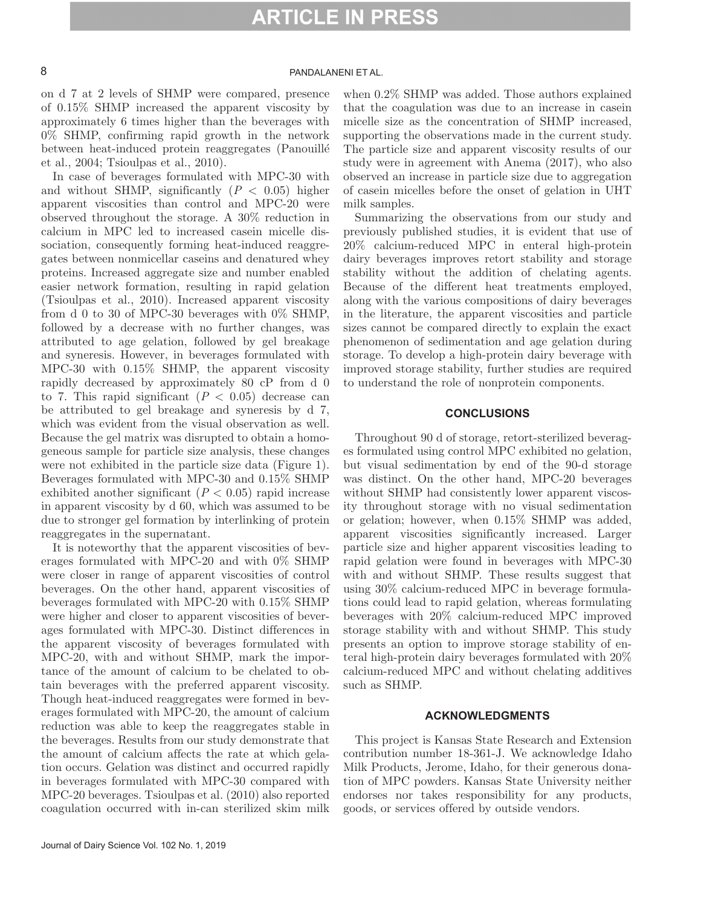on d 7 at 2 levels of SHMP were compared, presence of 0.15% SHMP increased the apparent viscosity by approximately 6 times higher than the beverages with 0% SHMP, confirming rapid growth in the network between heat-induced protein reaggregates (Panouillé et al., 2004; Tsioulpas et al., 2010).

In case of beverages formulated with MPC-30 with and without SHMP, significantly ($P < 0.05$) higher apparent viscosities than control and MPC-20 were observed throughout the storage. A 30% reduction in calcium in MPC led to increased casein micelle dissociation, consequently forming heat-induced reaggregates between nonmicellar caseins and denatured whey proteins. Increased aggregate size and number enabled easier network formation, resulting in rapid gelation (Tsioulpas et al., 2010). Increased apparent viscosity from d 0 to 30 of MPC-30 beverages with 0% SHMP, followed by a decrease with no further changes, was attributed to age gelation, followed by gel breakage and syneresis. However, in beverages formulated with MPC-30 with 0.15% SHMP, the apparent viscosity rapidly decreased by approximately 80 cP from d 0 to 7. This rapid significant ($P < 0.05$) decrease can be attributed to gel breakage and syneresis by d 7, which was evident from the visual observation as well. Because the gel matrix was disrupted to obtain a homogeneous sample for particle size analysis, these changes were not exhibited in the particle size data (Figure 1). Beverages formulated with MPC-30 and 0.15% SHMP exhibited another significant ($P < 0.05$) rapid increase in apparent viscosity by d 60, which was assumed to be due to stronger gel formation by interlinking of protein reaggregates in the supernatant.

It is noteworthy that the apparent viscosities of beverages formulated with MPC-20 and with 0% SHMP were closer in range of apparent viscosities of control beverages. On the other hand, apparent viscosities of beverages formulated with MPC-20 with 0.15% SHMP were higher and closer to apparent viscosities of beverages formulated with MPC-30. Distinct differences in the apparent viscosity of beverages formulated with MPC-20, with and without SHMP, mark the importance of the amount of calcium to be chelated to obtain beverages with the preferred apparent viscosity. Though heat-induced reaggregates were formed in beverages formulated with MPC-20, the amount of calcium reduction was able to keep the reaggregates stable in the beverages. Results from our study demonstrate that the amount of calcium affects the rate at which gelation occurs. Gelation was distinct and occurred rapidly in beverages formulated with MPC-30 compared with MPC-20 beverages. Tsioulpas et al. (2010) also reported coagulation occurred with in-can sterilized skim milk when 0.2% SHMP was added. Those authors explained that the coagulation was due to an increase in casein micelle size as the concentration of SHMP increased, supporting the observations made in the current study. The particle size and apparent viscosity results of our study were in agreement with Anema (2017), who also observed an increase in particle size due to aggregation of casein micelles before the onset of gelation in UHT milk samples.

Summarizing the observations from our study and previously published studies, it is evident that use of 20% calcium-reduced MPC in enteral high-protein dairy beverages improves retort stability and storage stability without the addition of chelating agents. Because of the different heat treatments employed, along with the various compositions of dairy beverages in the literature, the apparent viscosities and particle sizes cannot be compared directly to explain the exact phenomenon of sedimentation and age gelation during storage. To develop a high-protein dairy beverage with improved storage stability, further studies are required to understand the role of nonprotein components.

## CONCLUSIONS

Throughout 90 d of storage, retort-sterilized beverages formulated using control MPC exhibited no gelation, but visual sedimentation by end of the 90-d storage was distinct. On the other hand, MPC-20 beverages without SHMP had consistently lower apparent viscosity throughout storage with no visual sedimentation or gelation; however, when 0.15% SHMP was added, apparent viscosities significantly increased. Larger particle size and higher apparent viscosities leading to rapid gelation were found in beverages with MPC-30 with and without SHMP. These results suggest that using 30% calcium-reduced MPC in beverage formulations could lead to rapid gelation, whereas formulating beverages with 20% calcium-reduced MPC improved storage stability with and without SHMP. This study presents an option to improve storage stability of enteral high-protein dairy beverages formulated with 20% calcium-reduced MPC and without chelating additives such as SHMP.

## ACKNOWLEDGMENTS

This project is Kansas State Research and Extension contribution number 18-361-J. We acknowledge Idaho Milk Products, Jerome, Idaho, for their generous donation of MPC powders. Kansas State University neither endorses nor takes responsibility for any products, goods, or services offered by outside vendors.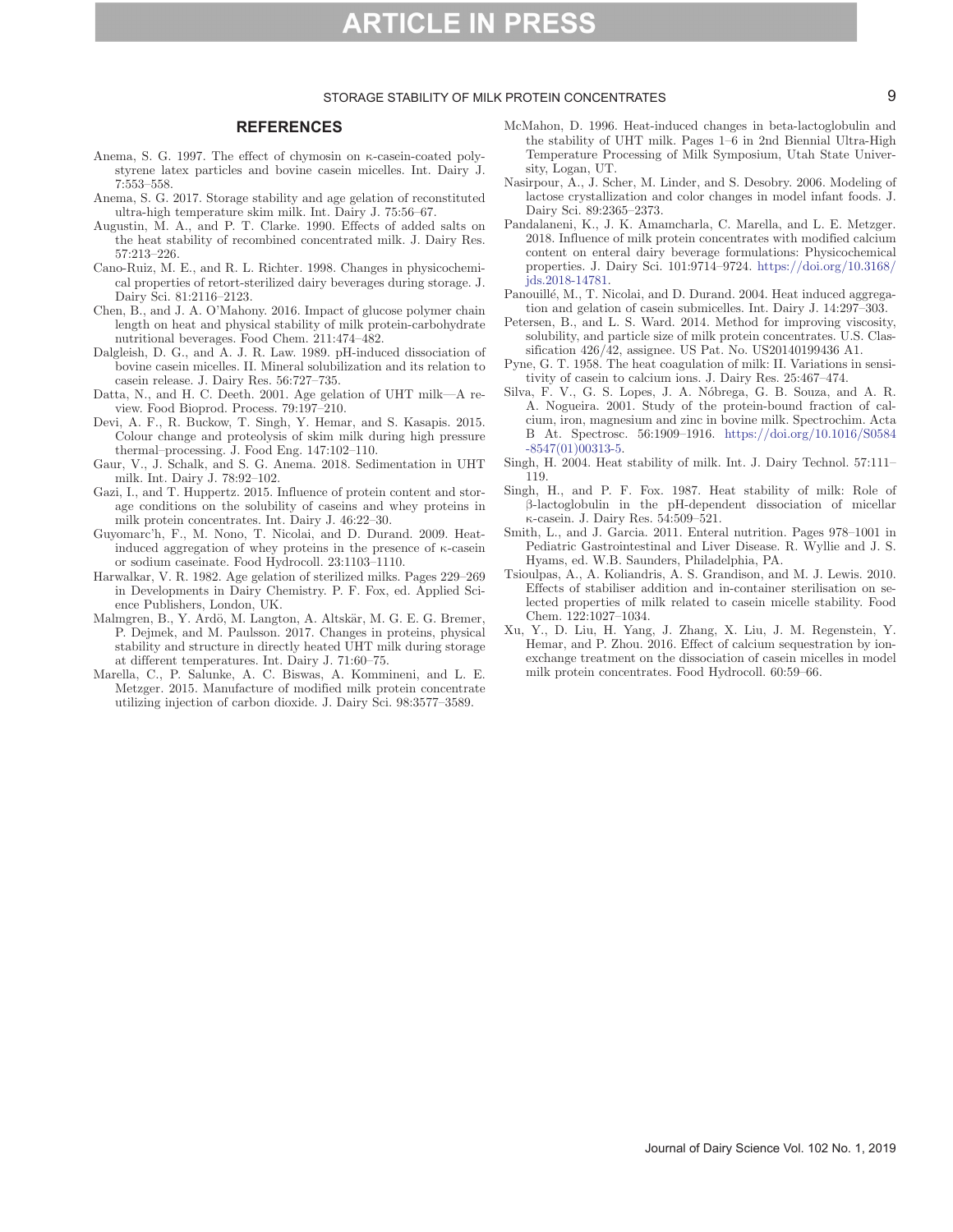## REFERENCES

Anema, S. G. 1997. The effect of chymosin on κ-casein-coated polystyrene latex particles and bovine casein micelles. Int. Dairy J. 7:553–558.

Anema, S. G. 2017. Storage stability and age gelation of reconstituted ultra-high temperature skim milk. Int. Dairy J. 75:56–67.

Augustin, M. A., and P. T. Clarke. 1990. Effects of added salts on the heat stability of recombined concentrated milk. J. Dairy Res. 57:213–226.

Cano-Ruiz, M. E., and R. L. Richter. 1998. Changes in physicochemical properties of retort-sterilized dairy beverages during storage. J. Dairy Sci. 81:2116–2123.

Chen, B., and J. A. O'Mahony. 2016. Impact of glucose polymer chain length on heat and physical stability of milk protein-carbohydrate nutritional beverages. Food Chem. 211:474–482.

Dalgleish, D. G., and A. J. R. Law. 1989. pH-induced dissociation of bovine casein micelles. II. Mineral solubilization and its relation to casein release. J. Dairy Res. 56:727–735.

Datta, N., and H. C. Deeth. 2001. Age gelation of UHT milk—A review. Food Bioprod. Process. 79:197–210.

Devi, A. F., R. Buckow, T. Singh, Y. Hemar, and S. Kasapis. 2015. Colour change and proteolysis of skim milk during high pressure thermal–processing. J. Food Eng. 147:102–110.

Gaur, V., J. Schalk, and S. G. Anema. 2018. Sedimentation in UHT milk. Int. Dairy J. 78:92–102.

Gazi, I., and T. Huppertz. 2015. Influence of protein content and storage conditions on the solubility of caseins and whey proteins in milk protein concentrates. Int. Dairy J. 46:22–30.

Guyomarc'h, F., M. Nono, T. Nicolai, and D. Durand. 2009. Heat-induced aggregation of whey proteins in the presence of κ-casein or sodium caseinate. Food Hydrocoll. 23:1103–1110.

Harwalkar, V. R. 1982. Age gelation of sterilized milks. Pages 229–269 in Developments in Dairy Chemistry. P. F. Fox, ed. Applied Science Publishers, London, UK.

Malmgren, B., Y. Ardö, M. Langton, A. Altskär, M. G. E. G. Bremer, P. Dejmek, and M. Paulsson. 2017. Changes in proteins, physical stability and structure in directly heated UHT milk during storage at different temperatures. Int. Dairy J. 71:60–75.

Marella, C., P. Salunke, A. C. Biswas, A. Kommineni, and L. E. Metzger. 2015. Manufacture of modified milk protein concentrate utilizing injection of carbon dioxide. J. Dairy Sci. 98:3577–3589.

McMahon, D. 1996. Heat-induced changes in beta-lactoglobulin and the stability of UHT milk. Pages 1–6 in 2nd Biennial Ultra-High Temperature Processing of Milk Symposium, Utah State University, Logan, UT.

Nasirpour, A., J. Scher, M. Linder, and S. Desobry. 2006. Modeling of lactose crystallization and color changes in model infant foods. J. Dairy Sci. 89:2365–2373.

Pandalaneni, K., J. K. Amamcharla, C. Marella, and L. E. Metzger. 2018. Influence of milk protein concentrates with modified calcium content on enteral dairy beverage formulations: Physicochemical properties. J. Dairy Sci. 101:9714–9724. https://doi.org/10.3168/jds.2018-14781.

Panouillé, M., T. Nicolai, and D. Durand. 2004. Heat induced aggregation and gelation of casein submicelles. Int. Dairy J. 14:297–303.

Petersen, B., and L. S. Ward. 2014. Method for improving viscosity, solubility, and particle size of milk protein concentrates. U.S. Classification 426/42, assignee. US Pat. No. US20140199436 A1.

Pyne, G. T. 1958. The heat coagulation of milk: II. Variations in sensitivity of casein to calcium ions. J. Dairy Res. 25:467–474.

Silva, F. V., G. S. Lopes, J. A. Nóbrega, G. B. Souza, and A. R. A. Nogueira. 2001. Study of the protein-bound fraction of calcium, iron, magnesium and zinc in bovine milk. Spectrochim. Acta B At. Spectrosc. 56:1909–1916. https://doi.org/10.1016/S0584-8547(01)00313-5.

Singh, H. 2004. Heat stability of milk. Int. J. Dairy Technol. 57:111–119.

Singh, H., and P. F. Fox. 1987. Heat stability of milk: Role of β-lactoglobulin in the pH-dependent dissociation of micellar κ-casein. J. Dairy Res. 54:509–521.

Smith, L., and J. Garcia. 2011. Enteral nutrition. Pages 978–1001 in Pediatric Gastrointestinal and Liver Disease. R. Wyllie and J. S. Hyams, ed. W.B. Saunders, Philadelphia, PA.

Tsioulpas, A., A. Koliandris, A. S. Grandison, and M. J. Lewis. 2010. Effects of stabiliser addition and in-container sterilisation on selected properties of milk related to casein micelle stability. Food Chem. 122:1027–1034.

Xu, Y., D. Liu, H. Yang, J. Zhang, X. Liu, J. M. Regenstein, Y. Hemar, and P. Zhou. 2016. Effect of calcium sequestration by ion-exchange treatment on the dissociation of casein micelles in model milk protein concentrates. Food Hydrocoll. 60:59–66.